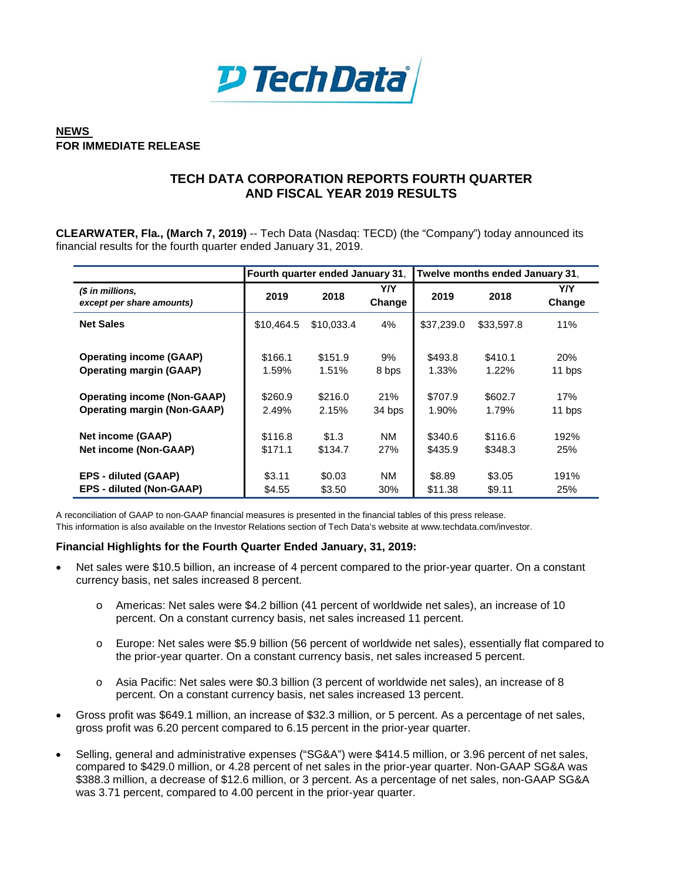**Tech Data**

**NEWS**
**FOR IMMEDIATE RELEASE**

# TECH DATA CORPORATION REPORTS FOURTH QUARTER AND FISCAL YEAR 2019 RESULTS

**CLEARWATER, Fla., (March 7, 2019)** -- Tech Data (Nasdaq: TECD) (the "Company") today announced its financial results for the fourth quarter ended January 31, 2019.

| | Fourth quarter ended January 31, | | | Twelve months ended January 31, | | |
|---|---|---|---|---|---|---|
| *($ in millions, except per share amounts)* | 2019 | 2018 | Y/Y Change | 2019 | 2018 | Y/Y Change |
| **Net Sales** | $10,464.5 | $10,033.4 | 4% | $37,239.0 | $33,597.8 | 11% |
| **Operating income (GAAP)** | $166.1 | $151.9 | 9% | $493.8 | $410.1 | 20% |
| **Operating margin (GAAP)** | 1.59% | 1.51% | 8 bps | 1.33% | 1.22% | 11 bps |
| **Operating income (Non-GAAP)** | $260.9 | $216.0 | 21% | $707.9 | $602.7 | 17% |
| **Operating margin (Non-GAAP)** | 2.49% | 2.15% | 34 bps | 1.90% | 1.79% | 11 bps |
| **Net income (GAAP)** | $116.8 | $1.3 | NM | $340.6 | $116.6 | 192% |
| **Net income (Non-GAAP)** | $171.1 | $134.7 | 27% | $435.9 | $348.3 | 25% |
| **EPS - diluted (GAAP)** | $3.11 | $0.03 | NM | $8.89 | $3.05 | 191% |
| **EPS - diluted (Non-GAAP)** | $4.55 | $3.50 | 30% | $11.38 | $9.11 | 25% |

A reconciliation of GAAP to non-GAAP financial measures is presented in the financial tables of this press release. This information is also available on the Investor Relations section of Tech Data's website at www.techdata.com/investor.

**Financial Highlights for the Fourth Quarter Ended January, 31, 2019:**

- Net sales were $10.5 billion, an increase of 4 percent compared to the prior-year quarter. On a constant currency basis, net sales increased 8 percent.
  - Americas: Net sales were $4.2 billion (41 percent of worldwide net sales), an increase of 10 percent. On a constant currency basis, net sales increased 11 percent.
  - Europe: Net sales were $5.9 billion (56 percent of worldwide net sales), essentially flat compared to the prior-year quarter. On a constant currency basis, net sales increased 5 percent.
  - Asia Pacific: Net sales were $0.3 billion (3 percent of worldwide net sales), an increase of 8 percent. On a constant currency basis, net sales increased 13 percent.
- Gross profit was $649.1 million, an increase of $32.3 million, or 5 percent. As a percentage of net sales, gross profit was 6.20 percent compared to 6.15 percent in the prior-year quarter.
- Selling, general and administrative expenses ("SG&A") were $414.5 million, or 3.96 percent of net sales, compared to $429.0 million, or 4.28 percent of net sales in the prior-year quarter. Non-GAAP SG&A was $388.3 million, a decrease of $12.6 million, or 3 percent. As a percentage of net sales, non-GAAP SG&A was 3.71 percent, compared to 4.00 percent in the prior-year quarter.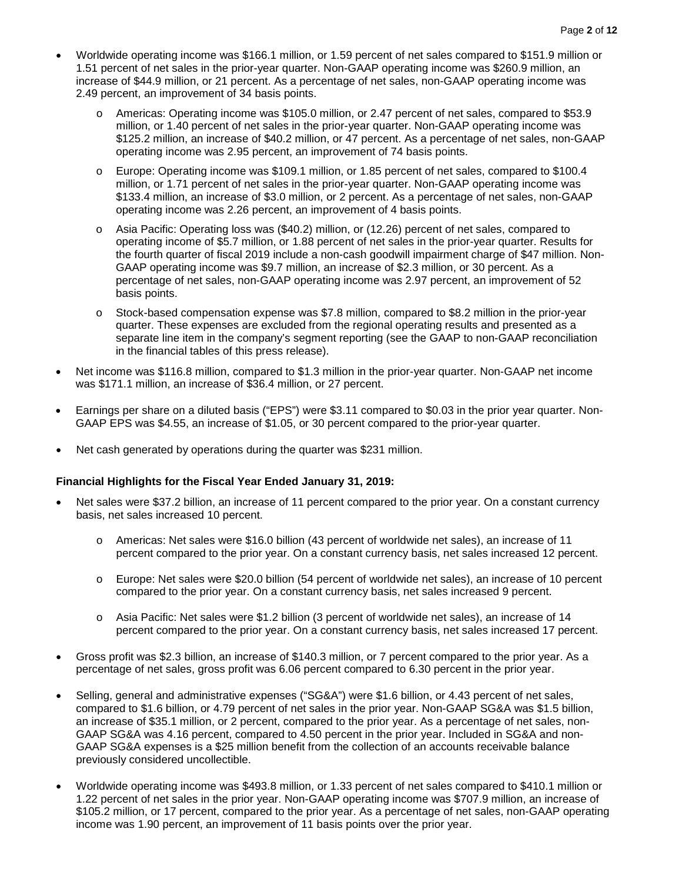- Worldwide operating income was $166.1 million, or 1.59 percent of net sales compared to $151.9 million or 1.51 percent of net sales in the prior-year quarter. Non-GAAP operating income was $260.9 million, an increase of $44.9 million, or 21 percent. As a percentage of net sales, non-GAAP operating income was 2.49 percent, an improvement of 34 basis points.
  - Americas: Operating income was $105.0 million, or 2.47 percent of net sales, compared to $53.9 million, or 1.40 percent of net sales in the prior-year quarter. Non-GAAP operating income was $125.2 million, an increase of $40.2 million, or 47 percent. As a percentage of net sales, non-GAAP operating income was 2.95 percent, an improvement of 74 basis points.
  - Europe: Operating income was $109.1 million, or 1.85 percent of net sales, compared to $100.4 million, or 1.71 percent of net sales in the prior-year quarter. Non-GAAP operating income was $133.4 million, an increase of $3.0 million, or 2 percent. As a percentage of net sales, non-GAAP operating income was 2.26 percent, an improvement of 4 basis points.
  - Asia Pacific: Operating loss was ($40.2) million, or (12.26) percent of net sales, compared to operating income of $5.7 million, or 1.88 percent of net sales in the prior-year quarter. Results for the fourth quarter of fiscal 2019 include a non-cash goodwill impairment charge of $47 million. Non-GAAP operating income was $9.7 million, an increase of $2.3 million, or 30 percent. As a percentage of net sales, non-GAAP operating income was 2.97 percent, an improvement of 52 basis points.
  - Stock-based compensation expense was $7.8 million, compared to $8.2 million in the prior-year quarter. These expenses are excluded from the regional operating results and presented as a separate line item in the company's segment reporting (see the GAAP to non-GAAP reconciliation in the financial tables of this press release).
- Net income was $116.8 million, compared to $1.3 million in the prior-year quarter. Non-GAAP net income was $171.1 million, an increase of $36.4 million, or 27 percent.
- Earnings per share on a diluted basis ("EPS") were $3.11 compared to $0.03 in the prior year quarter. Non-GAAP EPS was $4.55, an increase of $1.05, or 30 percent compared to the prior-year quarter.
- Net cash generated by operations during the quarter was $231 million.

**Financial Highlights for the Fiscal Year Ended January 31, 2019:**

- Net sales were $37.2 billion, an increase of 11 percent compared to the prior year. On a constant currency basis, net sales increased 10 percent.
  - Americas: Net sales were $16.0 billion (43 percent of worldwide net sales), an increase of 11 percent compared to the prior year. On a constant currency basis, net sales increased 12 percent.
  - Europe: Net sales were $20.0 billion (54 percent of worldwide net sales), an increase of 10 percent compared to the prior year. On a constant currency basis, net sales increased 9 percent.
  - Asia Pacific: Net sales were $1.2 billion (3 percent of worldwide net sales), an increase of 14 percent compared to the prior year. On a constant currency basis, net sales increased 17 percent.
- Gross profit was $2.3 billion, an increase of $140.3 million, or 7 percent compared to the prior year. As a percentage of net sales, gross profit was 6.06 percent compared to 6.30 percent in the prior year.
- Selling, general and administrative expenses ("SG&A") were $1.6 billion, or 4.43 percent of net sales, compared to $1.6 billion, or 4.79 percent of net sales in the prior year. Non-GAAP SG&A was $1.5 billion, an increase of $35.1 million, or 2 percent, compared to the prior year. As a percentage of net sales, non-GAAP SG&A was 4.16 percent, compared to 4.50 percent in the prior year. Included in SG&A and non-GAAP SG&A expenses is a $25 million benefit from the collection of an accounts receivable balance previously considered uncollectible.
- Worldwide operating income was $493.8 million, or 1.33 percent of net sales compared to $410.1 million or 1.22 percent of net sales in the prior year. Non-GAAP operating income was $707.9 million, an increase of $105.2 million, or 17 percent, compared to the prior year. As a percentage of net sales, non-GAAP operating income was 1.90 percent, an improvement of 11 basis points over the prior year.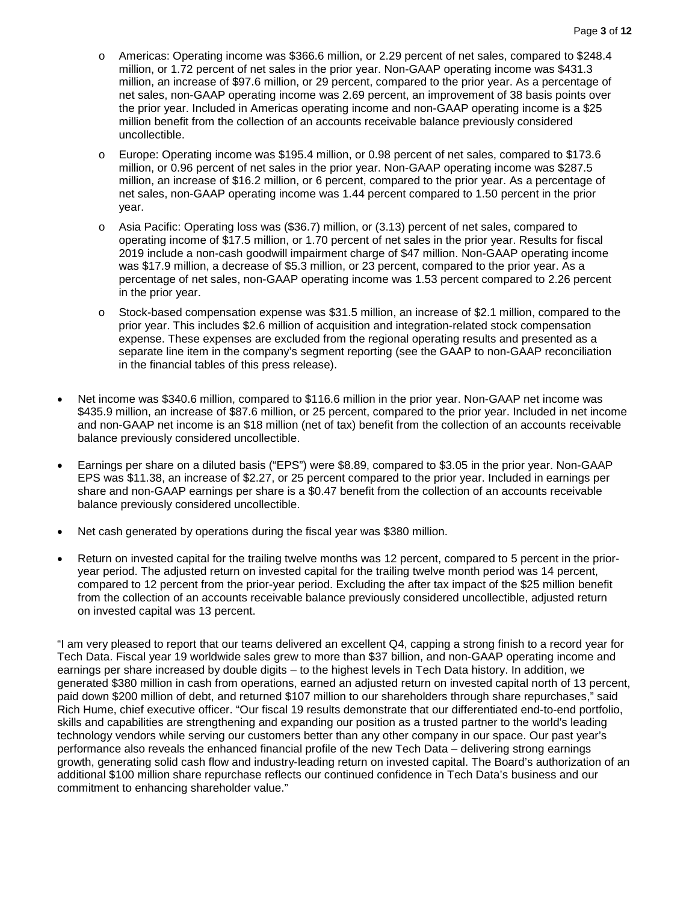- Americas: Operating income was $366.6 million, or 2.29 percent of net sales, compared to $248.4 million, or 1.72 percent of net sales in the prior year. Non-GAAP operating income was $431.3 million, an increase of $97.6 million, or 29 percent, compared to the prior year. As a percentage of net sales, non-GAAP operating income was 2.69 percent, an improvement of 38 basis points over the prior year. Included in Americas operating income and non-GAAP operating income is a $25 million benefit from the collection of an accounts receivable balance previously considered uncollectible.
  - Europe: Operating income was $195.4 million, or 0.98 percent of net sales, compared to $173.6 million, or 0.96 percent of net sales in the prior year. Non-GAAP operating income was $287.5 million, an increase of $16.2 million, or 6 percent, compared to the prior year. As a percentage of net sales, non-GAAP operating income was 1.44 percent compared to 1.50 percent in the prior year.
  - Asia Pacific: Operating loss was ($36.7) million, or (3.13) percent of net sales, compared to operating income of $17.5 million, or 1.70 percent of net sales in the prior year. Results for fiscal 2019 include a non-cash goodwill impairment charge of $47 million. Non-GAAP operating income was $17.9 million, a decrease of $5.3 million, or 23 percent, compared to the prior year. As a percentage of net sales, non-GAAP operating income was 1.53 percent compared to 2.26 percent in the prior year.
  - Stock-based compensation expense was $31.5 million, an increase of $2.1 million, compared to the prior year. This includes $2.6 million of acquisition and integration-related stock compensation expense. These expenses are excluded from the regional operating results and presented as a separate line item in the company's segment reporting (see the GAAP to non-GAAP reconciliation in the financial tables of this press release).

- Net income was $340.6 million, compared to $116.6 million in the prior year. Non-GAAP net income was $435.9 million, an increase of $87.6 million, or 25 percent, compared to the prior year. Included in net income and non-GAAP net income is an $18 million (net of tax) benefit from the collection of an accounts receivable balance previously considered uncollectible.
- Earnings per share on a diluted basis ("EPS") were $8.89, compared to $3.05 in the prior year. Non-GAAP EPS was $11.38, an increase of $2.27, or 25 percent compared to the prior year. Included in earnings per share and non-GAAP earnings per share is a $0.47 benefit from the collection of an accounts receivable balance previously considered uncollectible.
- Net cash generated by operations during the fiscal year was $380 million.
- Return on invested capital for the trailing twelve months was 12 percent, compared to 5 percent in the prior-year period. The adjusted return on invested capital for the trailing twelve month period was 14 percent, compared to 12 percent from the prior-year period. Excluding the after tax impact of the $25 million benefit from the collection of an accounts receivable balance previously considered uncollectible, adjusted return on invested capital was 13 percent.

"I am very pleased to report that our teams delivered an excellent Q4, capping a strong finish to a record year for Tech Data. Fiscal year 19 worldwide sales grew to more than $37 billion, and non-GAAP operating income and earnings per share increased by double digits – to the highest levels in Tech Data history. In addition, we generated $380 million in cash from operations, earned an adjusted return on invested capital north of 13 percent, paid down $200 million of debt, and returned $107 million to our shareholders through share repurchases," said Rich Hume, chief executive officer. "Our fiscal 19 results demonstrate that our differentiated end-to-end portfolio, skills and capabilities are strengthening and expanding our position as a trusted partner to the world's leading technology vendors while serving our customers better than any other company in our space. Our past year's performance also reveals the enhanced financial profile of the new Tech Data – delivering strong earnings growth, generating solid cash flow and industry-leading return on invested capital. The Board's authorization of an additional $100 million share repurchase reflects our continued confidence in Tech Data's business and our commitment to enhancing shareholder value."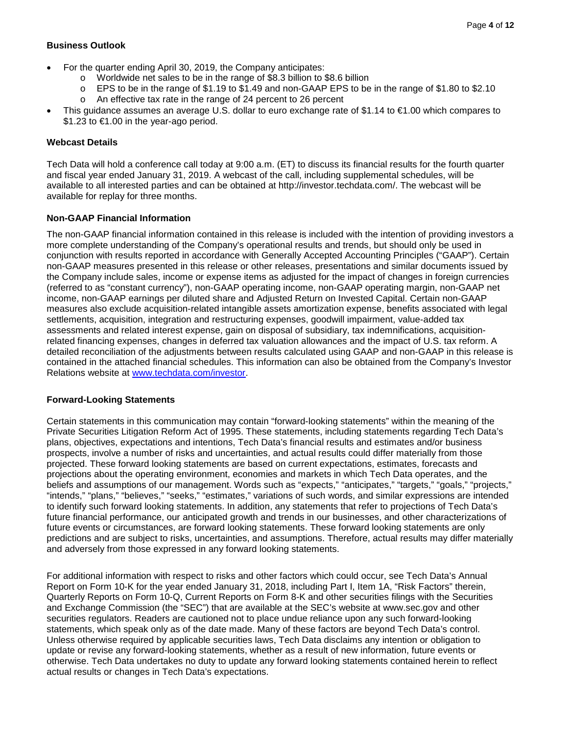### Business Outlook

- For the quarter ending April 30, 2019, the Company anticipates:
  - Worldwide net sales to be in the range of $8.3 billion to $8.6 billion
  - EPS to be in the range of $1.19 to $1.49 and non-GAAP EPS to be in the range of $1.80 to $2.10
  - An effective tax rate in the range of 24 percent to 26 percent
- This guidance assumes an average U.S. dollar to euro exchange rate of $1.14 to €1.00 which compares to $1.23 to €1.00 in the year-ago period.

### Webcast Details

Tech Data will hold a conference call today at 9:00 a.m. (ET) to discuss its financial results for the fourth quarter and fiscal year ended January 31, 2019. A webcast of the call, including supplemental schedules, will be available to all interested parties and can be obtained at http://investor.techdata.com/. The webcast will be available for replay for three months.

### Non-GAAP Financial Information

The non-GAAP financial information contained in this release is included with the intention of providing investors a more complete understanding of the Company's operational results and trends, but should only be used in conjunction with results reported in accordance with Generally Accepted Accounting Principles ("GAAP"). Certain non-GAAP measures presented in this release or other releases, presentations and similar documents issued by the Company include sales, income or expense items as adjusted for the impact of changes in foreign currencies (referred to as "constant currency"), non-GAAP operating income, non-GAAP operating margin, non-GAAP net income, non-GAAP earnings per diluted share and Adjusted Return on Invested Capital. Certain non-GAAP measures also exclude acquisition-related intangible assets amortization expense, benefits associated with legal settlements, acquisition, integration and restructuring expenses, goodwill impairment, value-added tax assessments and related interest expense, gain on disposal of subsidiary, tax indemnifications, acquisition-related financing expenses, changes in deferred tax valuation allowances and the impact of U.S. tax reform. A detailed reconciliation of the adjustments between results calculated using GAAP and non-GAAP in this release is contained in the attached financial schedules. This information can also be obtained from the Company's Investor Relations website at [www.techdata.com/investor](www.techdata.com/investor).

### Forward-Looking Statements

Certain statements in this communication may contain "forward-looking statements" within the meaning of the Private Securities Litigation Reform Act of 1995. These statements, including statements regarding Tech Data's plans, objectives, expectations and intentions, Tech Data's financial results and estimates and/or business prospects, involve a number of risks and uncertainties, and actual results could differ materially from those projected. These forward looking statements are based on current expectations, estimates, forecasts and projections about the operating environment, economies and markets in which Tech Data operates, and the beliefs and assumptions of our management. Words such as "expects," "anticipates," "targets," "goals," "projects," "intends," "plans," "believes," "seeks," "estimates," variations of such words, and similar expressions are intended to identify such forward looking statements. In addition, any statements that refer to projections of Tech Data's future financial performance, our anticipated growth and trends in our businesses, and other characterizations of future events or circumstances, are forward looking statements. These forward looking statements are only predictions and are subject to risks, uncertainties, and assumptions. Therefore, actual results may differ materially and adversely from those expressed in any forward looking statements.

For additional information with respect to risks and other factors which could occur, see Tech Data's Annual Report on Form 10-K for the year ended January 31, 2018, including Part I, Item 1A, "Risk Factors" therein, Quarterly Reports on Form 10-Q, Current Reports on Form 8-K and other securities filings with the Securities and Exchange Commission (the "SEC") that are available at the SEC's website at www.sec.gov and other securities regulators. Readers are cautioned not to place undue reliance upon any such forward-looking statements, which speak only as of the date made. Many of these factors are beyond Tech Data's control. Unless otherwise required by applicable securities laws, Tech Data disclaims any intention or obligation to update or revise any forward-looking statements, whether as a result of new information, future events or otherwise. Tech Data undertakes no duty to update any forward looking statements contained herein to reflect actual results or changes in Tech Data's expectations.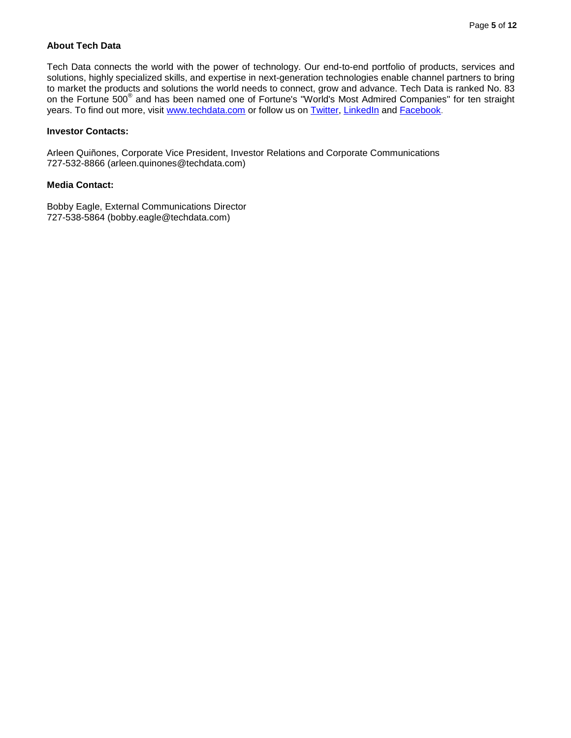**About Tech Data**

Tech Data connects the world with the power of technology. Our end-to-end portfolio of products, services and solutions, highly specialized skills, and expertise in next-generation technologies enable channel partners to bring to market the products and solutions the world needs to connect, grow and advance. Tech Data is ranked No. 83 on the Fortune 500® and has been named one of Fortune's "World's Most Admired Companies" for ten straight years. To find out more, visit www.techdata.com or follow us on Twitter, LinkedIn and Facebook.

**Investor Contacts:**

Arleen Quiñones, Corporate Vice President, Investor Relations and Corporate Communications
727-532-8866 (arleen.quinones@techdata.com)

**Media Contact:**

Bobby Eagle, External Communications Director
727-538-5864 (bobby.eagle@techdata.com)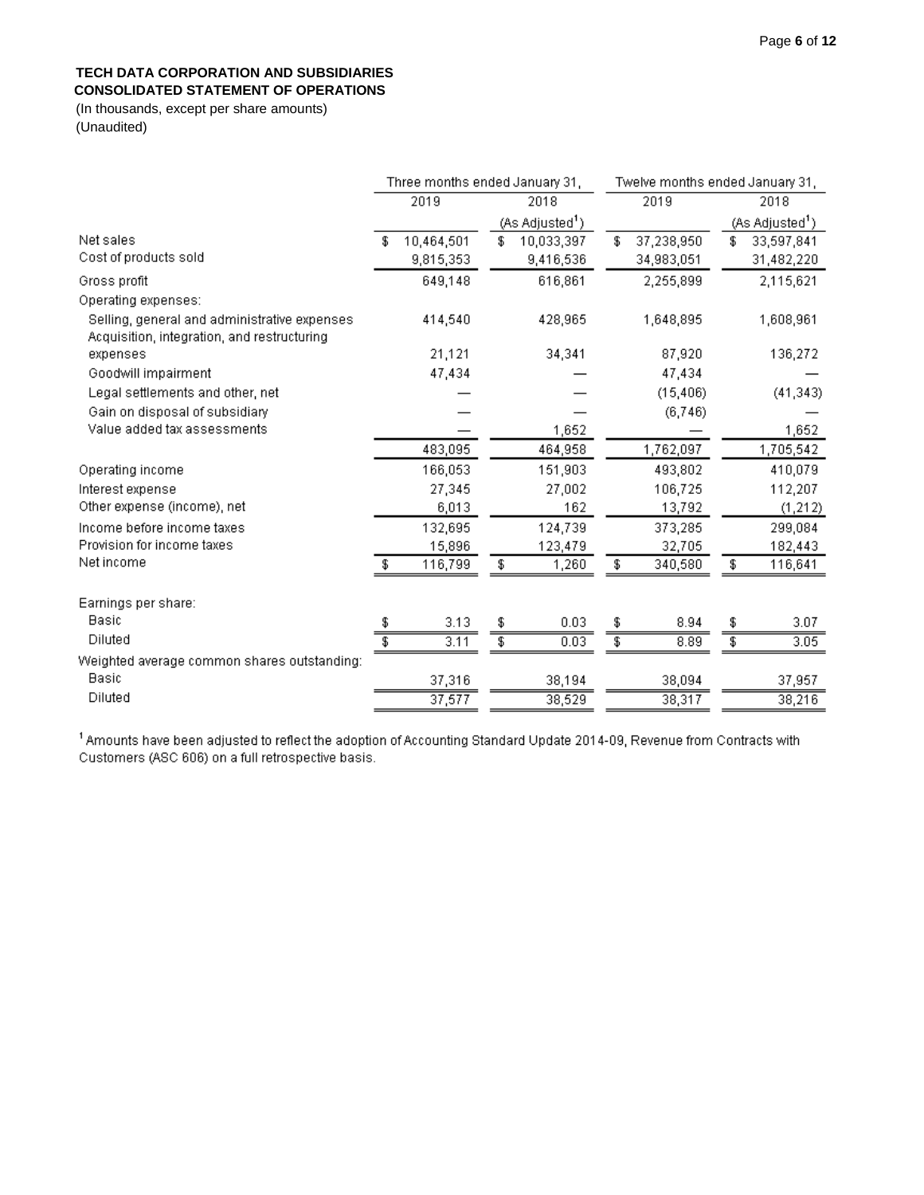**TECH DATA CORPORATION AND SUBSIDIARIES**
**CONSOLIDATED STATEMENT OF OPERATIONS**
(In thousands, except per share amounts)
(Unaudited)

| | Three months ended January 31, | | Twelve months ended January 31, | |
|---|---|---|---|---|
| | 2019 | 2018 (As Adjusted[1]) | 2019 | 2018 (As Adjusted[1]) |
| Net sales | $ 10,464,501 | $ 10,033,397 | $ 37,238,950 | $ 33,597,841 |
| Cost of products sold | 9,815,353 | 9,416,536 | 34,983,051 | 31,482,220 |
| Gross profit | 649,148 | 616,861 | 2,255,899 | 2,115,621 |
| Operating expenses: | | | | |
| Selling, general and administrative expenses | 414,540 | 428,965 | 1,648,895 | 1,608,961 |
| Acquisition, integration, and restructuring expenses | 21,121 | 34,341 | 87,920 | 136,272 |
| Goodwill impairment | 47,434 | — | 47,434 | — |
| Legal settlements and other, net | — | — | (15,406) | (41,343) |
| Gain on disposal of subsidiary | — | — | (6,746) | — |
| Value added tax assessments | — | 1,652 | — | 1,652 |
| | 483,095 | 464,958 | 1,762,097 | 1,705,542 |
| Operating income | 166,053 | 151,903 | 493,802 | 410,079 |
| Interest expense | 27,345 | 27,002 | 106,725 | 112,207 |
| Other expense (income), net | 6,013 | 162 | 13,792 | (1,212) |
| Income before income taxes | 132,695 | 124,739 | 373,285 | 299,084 |
| Provision for income taxes | 15,896 | 123,479 | 32,705 | 182,443 |
| Net income | $ 116,799 | $ 1,260 | $ 340,580 | $ 116,641 |
| Earnings per share: | | | | |
| Basic | $ 3.13 | $ 0.03 | $ 8.94 | $ 3.07 |
| Diluted | $ 3.11 | $ 0.03 | $ 8.89 | $ 3.05 |
| Weighted average common shares outstanding: | | | | |
| Basic | 37,316 | 38,194 | 38,094 | 37,957 |
| Diluted | 37,577 | 38,529 | 38,317 | 38,216 |

[1] Amounts have been adjusted to reflect the adoption of Accounting Standard Update 2014-09, Revenue from Contracts with Customers (ASC 606) on a full retrospective basis.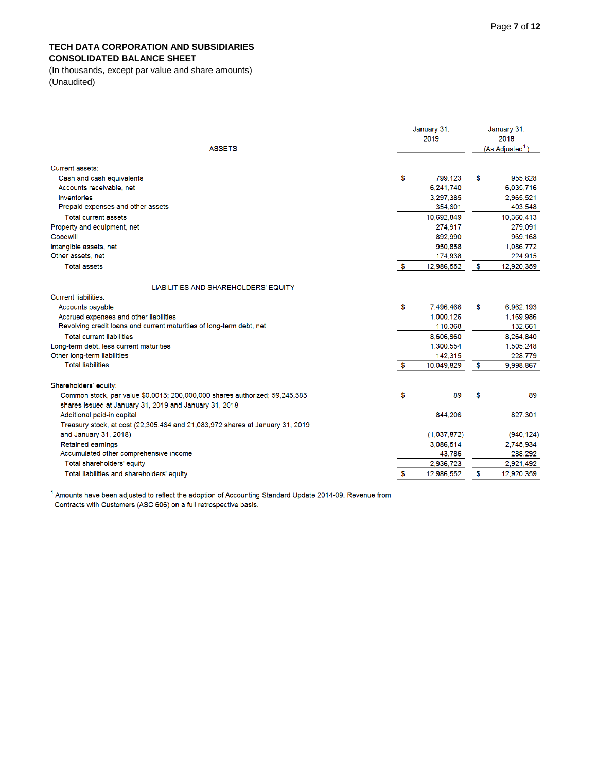**TECH DATA CORPORATION AND SUBSIDIARIES**
**CONSOLIDATED BALANCE SHEET**
(In thousands, except par value and share amounts)
(Unaudited)

| ASSETS | January 31, 2019 | January 31, 2018 (As Adjusted[1]) |
|---|---|---|
| Current assets: | | |
| Cash and cash equivalents | $ 799,123 | $ 955,628 |
| Accounts receivable, net | 6,241,740 | 6,035,716 |
| Inventories | 3,297,385 | 2,965,521 |
| Prepaid expenses and other assets | 354,601 | 403,548 |
| Total current assets | 10,692,849 | 10,360,413 |
| Property and equipment, net | 274,917 | 279,091 |
| Goodwill | 892,990 | 969,168 |
| Intangible assets, net | 950,858 | 1,086,772 |
| Other assets, net | 174,938 | 224,915 |
| Total assets | $ 12,986,552 | $ 12,920,359 |
| **LIABILITIES AND SHAREHOLDERS' EQUITY** | | |
| Current liabilities: | | |
| Accounts payable | $ 7,496,466 | $ 6,962,193 |
| Accrued expenses and other liabilities | 1,000,126 | 1,169,986 |
| Revolving credit loans and current maturities of long-term debt, net | 110,368 | 132,661 |
| Total current liabilities | 8,606,960 | 8,264,840 |
| Long-term debt, less current maturities | 1,300,554 | 1,505,248 |
| Other long-term liabilities | 142,315 | 228,779 |
| Total liabilities | $ 10,049,829 | $ 9,998,867 |
| Shareholders' equity: | | |
| Common stock, par value $0.0015; 200,000,000 shares authorized; 59,245,585 shares issued at January 31, 2019 and January 31, 2018 | $ 89 | $ 89 |
| Additional paid-in capital | 844,206 | 827,301 |
| Treasury stock, at cost (22,305,464 and 21,083,972 shares at January 31, 2019 and January 31, 2018) | (1,037,872) | (940,124) |
| Retained earnings | 3,086,514 | 2,745,934 |
| Accumulated other comprehensive income | 43,786 | 288,292 |
| Total shareholders' equity | 2,936,723 | 2,921,492 |
| Total liabilities and shareholders' equity | $ 12,986,552 | $ 12,920,359 |

[1] Amounts have been adjusted to reflect the adoption of Accounting Standard Update 2014-09, Revenue from Contracts with Customers (ASC 606) on a full retrospective basis.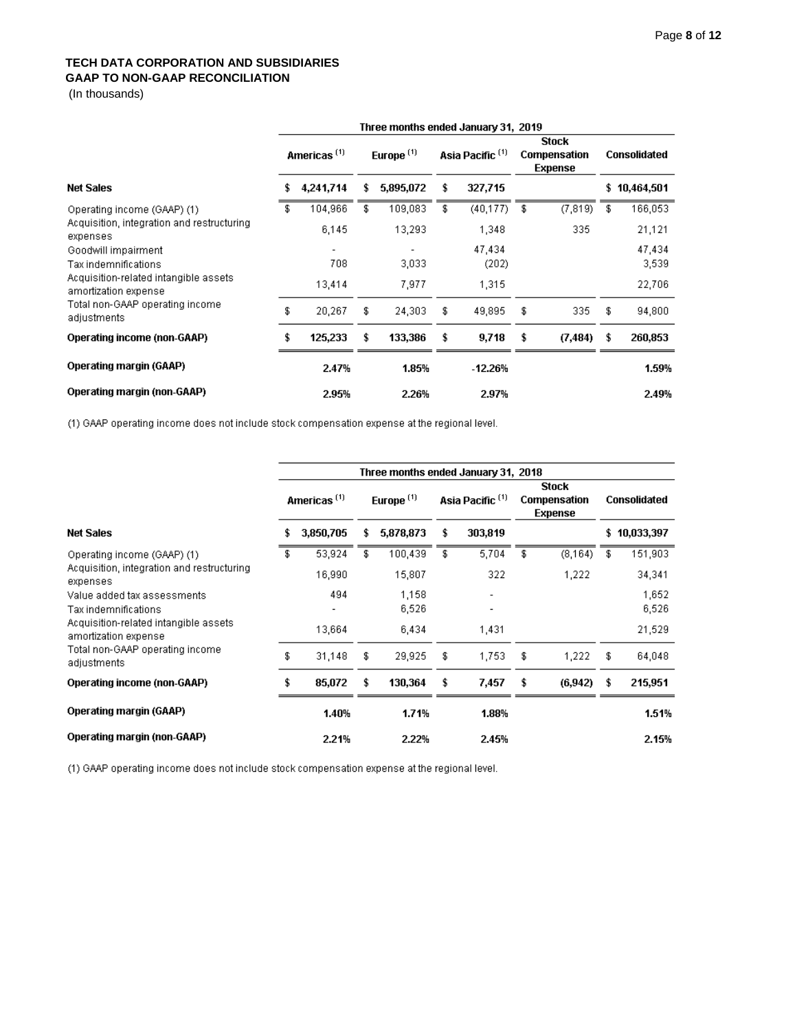**TECH DATA CORPORATION AND SUBSIDIARIES**
**GAAP TO NON-GAAP RECONCILIATION**
(In thousands)

| | Three months ended January 31, 2019 | | | | |
|---|---|---|---|---|---|
| | Americas (1) | Europe (1) | Asia Pacific (1) | Stock Compensation Expense | Consolidated |
| **Net Sales** | **$ 4,241,714** | **$ 5,895,072** | **$ 327,715** | | **$ 10,464,501** |
| Operating income (GAAP) (1) | $ 104,966 | $ 109,083 | $ (40,177) | $ (7,819) | $ 166,053 |
| Acquisition, integration and restructuring expenses | 6,145 | 13,293 | 1,348 | 335 | 21,121 |
| Goodwill impairment | - | - | 47,434 | | 47,434 |
| Tax indemnifications | 708 | 3,033 | (202) | | 3,539 |
| Acquisition-related intangible assets amortization expense | 13,414 | 7,977 | 1,315 | | 22,706 |
| Total non-GAAP operating income adjustments | $ 20,267 | $ 24,303 | $ 49,895 | $ 335 | $ 94,800 |
| **Operating income (non-GAAP)** | **$ 125,233** | **$ 133,386** | **$ 9,718** | **$ (7,484)** | **$ 260,853** |
| **Operating margin (GAAP)** | **2.47%** | **1.85%** | **-12.26%** | | **1.59%** |
| **Operating margin (non-GAAP)** | **2.95%** | **2.26%** | **2.97%** | | **2.49%** |

(1) GAAP operating income does not include stock compensation expense at the regional level.

| | Three months ended January 31, 2018 | | | | |
|---|---|---|---|---|---|
| | Americas (1) | Europe (1) | Asia Pacific (1) | Stock Compensation Expense | Consolidated |
| **Net Sales** | **$ 3,850,705** | **$ 5,878,873** | **$ 303,819** | | **$ 10,033,397** |
| Operating income (GAAP) (1) | $ 53,924 | $ 100,439 | $ 5,704 | $ (8,164) | $ 151,903 |
| Acquisition, integration and restructuring expenses | 16,990 | 15,807 | 322 | 1,222 | 34,341 |
| Value added tax assessments | 494 | 1,158 | - | | 1,652 |
| Tax indemnifications | - | 6,526 | - | | 6,526 |
| Acquisition-related intangible assets amortization expense | 13,664 | 6,434 | 1,431 | | 21,529 |
| Total non-GAAP operating income adjustments | $ 31,148 | $ 29,925 | $ 1,753 | $ 1,222 | $ 64,048 |
| **Operating income (non-GAAP)** | **$ 85,072** | **$ 130,364** | **$ 7,457** | **$ (6,942)** | **$ 215,951** |
| **Operating margin (GAAP)** | **1.40%** | **1.71%** | **1.88%** | | **1.51%** |
| **Operating margin (non-GAAP)** | **2.21%** | **2.22%** | **2.45%** | | **2.15%** |

(1) GAAP operating income does not include stock compensation expense at the regional level.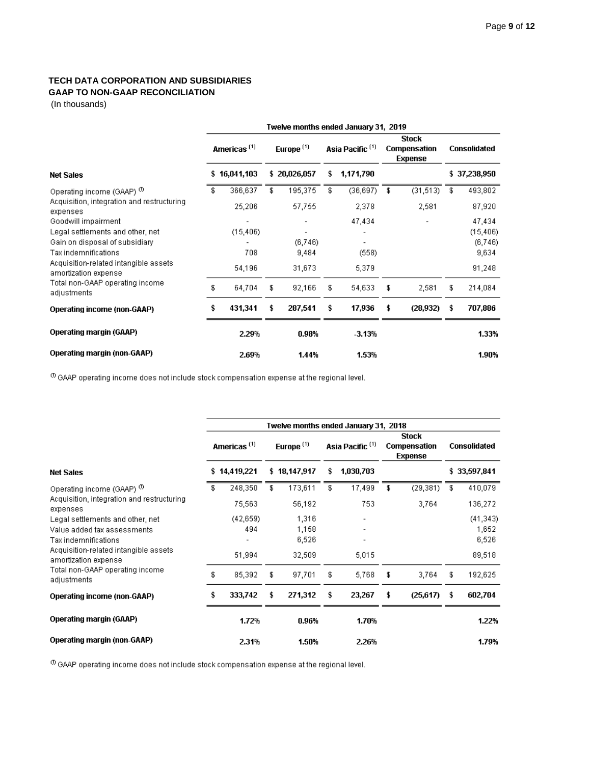**TECH DATA CORPORATION AND SUBSIDIARIES**
**GAAP TO NON-GAAP RECONCILIATION**
(In thousands)

| | Twelve months ended January 31, 2019 | | | | |
|---|---|---|---|---|---|
| | Americas [1] | Europe [1] | Asia Pacific [1] | Stock Compensation Expense | Consolidated |
| **Net Sales** | $ 16,041,103 | $ 20,026,057 | $ 1,171,790 | | $ 37,238,950 |
| Operating income (GAAP) [1] | $ 366,637 | $ 195,375 | $ (36,697) | $ (31,513) | $ 493,802 |
| Acquisition, integration and restructuring expenses | 25,206 | 57,755 | 2,378 | 2,581 | 87,920 |
| Goodwill impairment | - | - | 47,434 | - | 47,434 |
| Legal settlements and other, net | (15,406) | - | - | | (15,406) |
| Gain on disposal of subsidiary | - | (6,746) | - | | (6,746) |
| Tax indemnifications | 708 | 9,484 | (558) | | 9,634 |
| Acquisition-related intangible assets amortization expense | 54,196 | 31,673 | 5,379 | | 91,248 |
| Total non-GAAP operating income adjustments | $ 64,704 | $ 92,166 | $ 54,633 | $ 2,581 | $ 214,084 |
| **Operating income (non-GAAP)** | **$ 431,341** | **$ 287,541** | **$ 17,936** | **$ (28,932)** | **$ 707,886** |
| **Operating margin (GAAP)** | **2.29%** | **0.98%** | **-3.13%** | | **1.33%** |
| **Operating margin (non-GAAP)** | **2.69%** | **1.44%** | **1.53%** | | **1.90%** |

[1] GAAP operating income does not include stock compensation expense at the regional level.

| | Twelve months ended January 31, 2018 | | | | |
|---|---|---|---|---|---|
| | Americas [1] | Europe [1] | Asia Pacific [1] | Stock Compensation Expense | Consolidated |
| **Net Sales** | $ 14,419,221 | $ 18,147,917 | $ 1,030,703 | | $ 33,597,841 |
| Operating income (GAAP) [1] | $ 248,350 | $ 173,611 | $ 17,499 | $ (29,381) | $ 410,079 |
| Acquisition, integration and restructuring expenses | 75,563 | 56,192 | 753 | 3,764 | 136,272 |
| Legal settlements and other, net | (42,659) | 1,316 | - | | (41,343) |
| Value added tax assessments | 494 | 1,158 | - | | 1,652 |
| Tax indemnifications | - | 6,526 | - | | 6,526 |
| Acquisition-related intangible assets amortization expense | 51,994 | 32,509 | 5,015 | | 89,518 |
| Total non-GAAP operating income adjustments | $ 85,392 | $ 97,701 | $ 5,768 | $ 3,764 | $ 192,625 |
| **Operating income (non-GAAP)** | **$ 333,742** | **$ 271,312** | **$ 23,267** | **$ (25,617)** | **$ 602,704** |
| **Operating margin (GAAP)** | **1.72%** | **0.96%** | **1.70%** | | **1.22%** |
| **Operating margin (non-GAAP)** | **2.31%** | **1.50%** | **2.26%** | | **1.79%** |

[1] GAAP operating income does not include stock compensation expense at the regional level.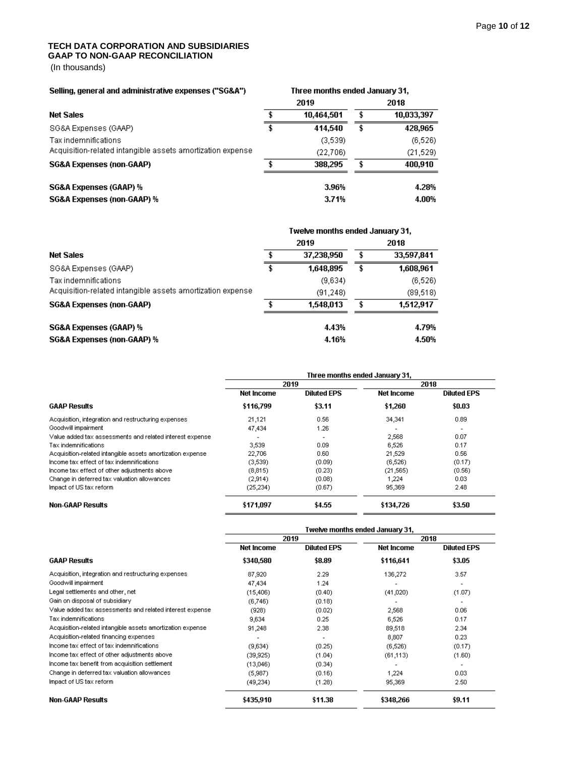**TECH DATA CORPORATION AND SUBSIDIARIES**
**GAAP TO NON-GAAP RECONCILIATION**
(In thousands)

| Selling, general and administrative expenses ("SG&A") | Three months ended January 31, | |
|---|---|---|
| | 2019 | 2018 |
| **Net Sales** | $ 10,464,501 | $ 10,033,397 |
| SG&A Expenses (GAAP) | $ 414,540 | $ 428,965 |
| Tax indemnifications | (3,539) | (6,526) |
| Acquisition-related intangible assets amortization expense | (22,706) | (21,529) |
| **SG&A Expenses (non-GAAP)** | $ 388,295 | $ 400,910 |
| **SG&A Expenses (GAAP) %** | 3.96% | 4.28% |
| **SG&A Expenses (non-GAAP) %** | 3.71% | 4.00% |

| | Twelve months ended January 31, | |
|---|---|---|
| | 2019 | 2018 |
| **Net Sales** | $ 37,238,950 | $ 33,597,841 |
| SG&A Expenses (GAAP) | $ 1,648,895 | $ 1,608,961 |
| Tax indemnifications | (9,634) | (6,526) |
| Acquisition-related intangible assets amortization expense | (91,248) | (89,518) |
| **SG&A Expenses (non-GAAP)** | $ 1,548,013 | $ 1,512,917 |
| **SG&A Expenses (GAAP) %** | 4.43% | 4.79% |
| **SG&A Expenses (non-GAAP) %** | 4.16% | 4.50% |

| | Three months ended January 31, | | | |
|---|---|---|---|---|
| | 2019 | | 2018 | |
| | Net Income | Diluted EPS | Net Income | Diluted EPS |
| **GAAP Results** | $116,799 | $3.11 | $1,260 | $0.03 |
| Acquisition, integration and restructuring expenses | 21,121 | 0.56 | 34,341 | 0.89 |
| Goodwill impairment | 47,434 | 1.26 | - | - |
| Value added tax assessments and related interest expense | - | - | 2,568 | 0.07 |
| Tax indemnifications | 3,539 | 0.09 | 6,526 | 0.17 |
| Acquisition-related intangible assets amortization expense | 22,706 | 0.60 | 21,529 | 0.56 |
| Income tax effect of tax indemnifications | (3,539) | (0.09) | (6,526) | (0.17) |
| Income tax effect of other adjustments above | (8,815) | (0.23) | (21,565) | (0.56) |
| Change in deferred tax valuation allowances | (2,914) | (0.08) | 1,224 | 0.03 |
| Impact of US tax reform | (25,234) | (0.67) | 95,369 | 2.48 |
| **Non-GAAP Results** | $171,097 | $4.55 | $134,726 | $3.50 |

| | Twelve months ended January 31, | | | |
|---|---|---|---|---|
| | 2019 | | 2018 | |
| | Net Income | Diluted EPS | Net Income | Diluted EPS |
| **GAAP Results** | $340,580 | $8.89 | $116,641 | $3.05 |
| Acquisition, integration and restructuring expenses | 87,920 | 2.29 | 136,272 | 3.57 |
| Goodwill impairment | 47,434 | 1.24 | - | - |
| Legal settlements and other, net | (15,406) | (0.40) | (41,020) | (1.07) |
| Gain on disposal of subsidiary | (6,746) | (0.18) | - | - |
| Value added tax assessments and related interest expense | (928) | (0.02) | 2,568 | 0.06 |
| Tax indemnifications | 9,634 | 0.25 | 6,526 | 0.17 |
| Acquisition-related intangible assets amortization expense | 91,248 | 2.38 | 89,518 | 2.34 |
| Acquisition-related financing expenses | - | - | 8,807 | 0.23 |
| Income tax effect of tax indemnifications | (9,634) | (0.25) | (6,526) | (0.17) |
| Income tax effect of other adjustments above | (39,925) | (1.04) | (61,113) | (1.60) |
| Income tax benefit from acquisition settlement | (13,046) | (0.34) | - | - |
| Change in deferred tax valuation allowances | (5,987) | (0.16) | 1,224 | 0.03 |
| Impact of US tax reform | (49,234) | (1.28) | 95,369 | 2.50 |
| **Non-GAAP Results** | $435,910 | $11.38 | $348,266 | $9.11 |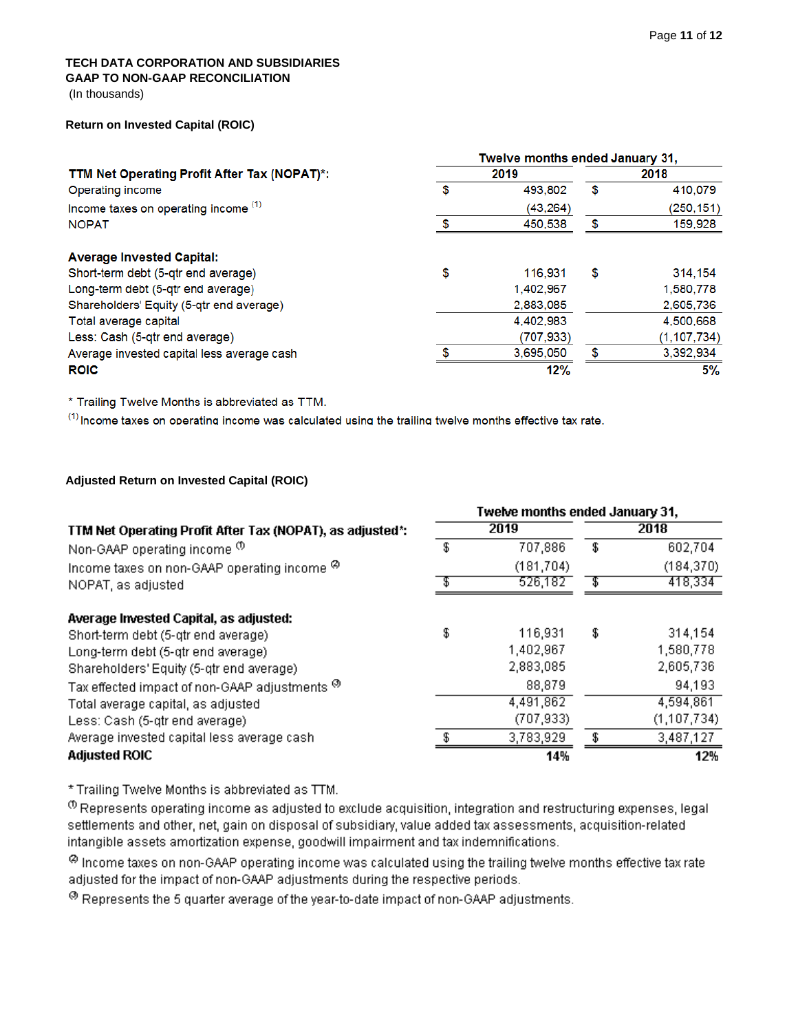**TECH DATA CORPORATION AND SUBSIDIARIES**
**GAAP TO NON-GAAP RECONCILIATION**
(In thousands)

**Return on Invested Capital (ROIC)**

| | Twelve months ended January 31, | |
|---|---|---|
| **TTM Net Operating Profit After Tax (NOPAT)*:** | **2019** | **2018** |
| Operating income | $ 493,802 | $ 410,079 |
| Income taxes on operating income [1] | (43,264) | (250,151) |
| NOPAT | $ 450,538 | $ 159,928 |
| | | |
| **Average Invested Capital:** | | |
| Short-term debt (5-qtr end average) | $ 116,931 | $ 314,154 |
| Long-term debt (5-qtr end average) | 1,402,967 | 1,580,778 |
| Shareholders' Equity (5-qtr end average) | 2,883,085 | 2,605,736 |
| Total average capital | 4,402,983 | 4,500,668 |
| Less: Cash (5-qtr end average) | (707,933) | (1,107,734) |
| Average invested capital less average cash | $ 3,695,050 | $ 3,392,934 |
| **ROIC** | **12%** | **5%** |

\* Trailing Twelve Months is abbreviated as TTM.

[1] Income taxes on operating income was calculated using the trailing twelve months effective tax rate.

**Adjusted Return on Invested Capital (ROIC)**

| | Twelve months ended January 31, | |
|---|---|---|
| **TTM Net Operating Profit After Tax (NOPAT), as adjusted*:** | **2019** | **2018** |
| Non-GAAP operating income [1] | $ 707,886 | $ 602,704 |
| Income taxes on non-GAAP operating income [2] | (181,704) | (184,370) |
| NOPAT, as adjusted | $ 526,182 | $ 418,334 |
| | | |
| **Average Invested Capital, as adjusted:** | | |
| Short-term debt (5-qtr end average) | $ 116,931 | $ 314,154 |
| Long-term debt (5-qtr end average) | 1,402,967 | 1,580,778 |
| Shareholders' Equity (5-qtr end average) | 2,883,085 | 2,605,736 |
| Tax effected impact of non-GAAP adjustments [3] | 88,879 | 94,193 |
| Total average capital, as adjusted | 4,491,862 | 4,594,861 |
| Less: Cash (5-qtr end average) | (707,933) | (1,107,734) |
| Average invested capital less average cash | $ 3,783,929 | $ 3,487,127 |
| **Adjusted ROIC** | **14%** | **12%** |

\* Trailing Twelve Months is abbreviated as TTM.

[1] Represents operating income as adjusted to exclude acquisition, integration and restructuring expenses, legal settlements and other, net, gain on disposal of subsidiary, value added tax assessments, acquisition-related intangible assets amortization expense, goodwill impairment and tax indemnifications.

[2] Income taxes on non-GAAP operating income was calculated using the trailing twelve months effective tax rate adjusted for the impact of non-GAAP adjustments during the respective periods.

[3] Represents the 5 quarter average of the year-to-date impact of non-GAAP adjustments.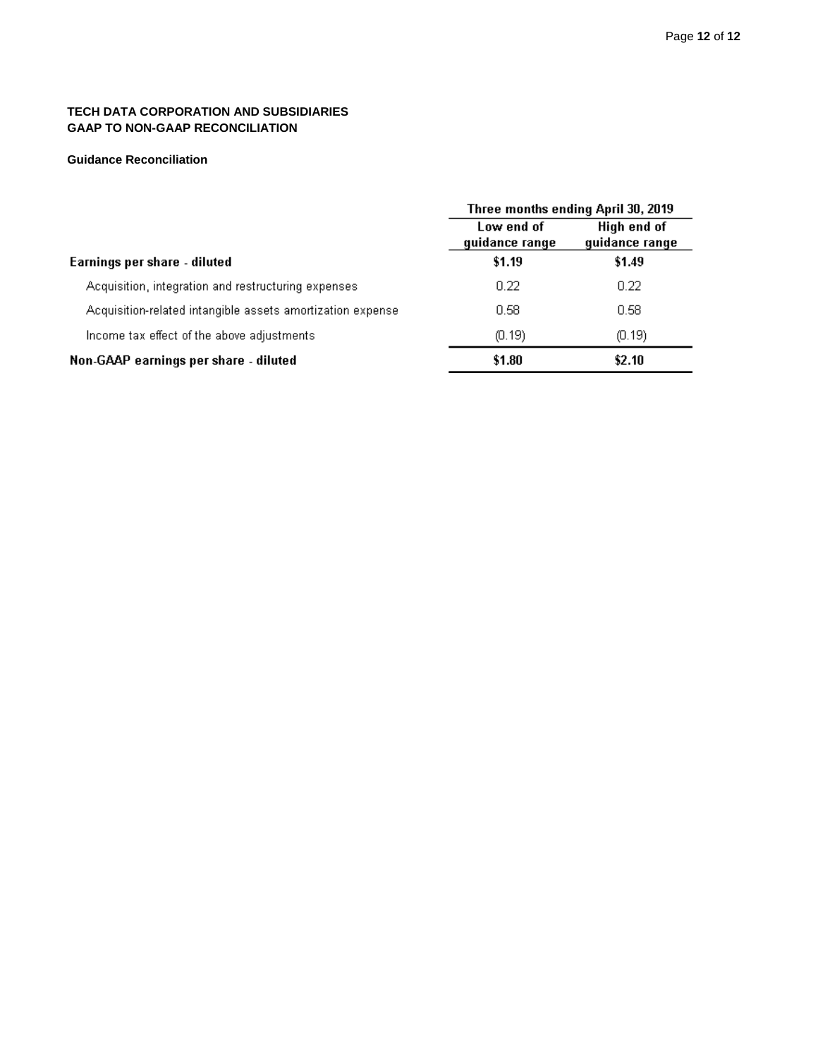**TECH DATA CORPORATION AND SUBSIDIARIES**
**GAAP TO NON-GAAP RECONCILIATION**

**Guidance Reconciliation**

| | Three months ending April 30, 2019 | |
|---|---|---|
| | Low end of guidance range | High end of guidance range |
| **Earnings per share - diluted** | **\$1.19** | **\$1.49** |
| Acquisition, integration and restructuring expenses | 0.22 | 0.22 |
| Acquisition-related intangible assets amortization expense | 0.58 | 0.58 |
| Income tax effect of the above adjustments | (0.19) | (0.19) |
| **Non-GAAP earnings per share - diluted** | **\$1.80** | **\$2.10** |